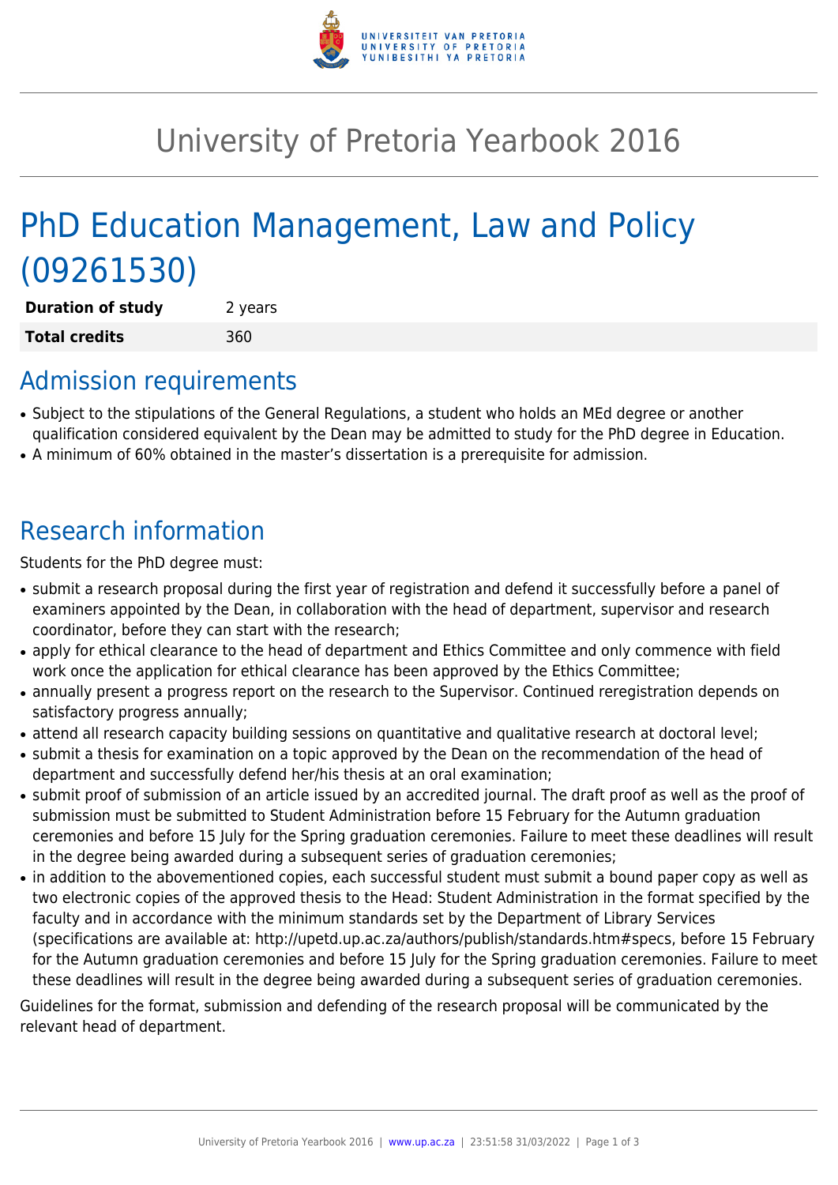# University of Pretoria Yearbook 2016

# PhD Education Management, Law and Policy (09261530)

| | |
|---|---|
| **Duration of study** | 2 years |
| **Total credits** | 360 |

## Admission requirements

- Subject to the stipulations of the General Regulations, a student who holds an MEd degree or another qualification considered equivalent by the Dean may be admitted to study for the PhD degree in Education.
- A minimum of 60% obtained in the master's dissertation is a prerequisite for admission.

## Research information

Students for the PhD degree must:

- submit a research proposal during the first year of registration and defend it successfully before a panel of examiners appointed by the Dean, in collaboration with the head of department, supervisor and research coordinator, before they can start with the research;
- apply for ethical clearance to the head of department and Ethics Committee and only commence with field work once the application for ethical clearance has been approved by the Ethics Committee;
- annually present a progress report on the research to the Supervisor. Continued reregistration depends on satisfactory progress annually;
- attend all research capacity building sessions on quantitative and qualitative research at doctoral level;
- submit a thesis for examination on a topic approved by the Dean on the recommendation of the head of department and successfully defend her/his thesis at an oral examination;
- submit proof of submission of an article issued by an accredited journal. The draft proof as well as the proof of submission must be submitted to Student Administration before 15 February for the Autumn graduation ceremonies and before 15 July for the Spring graduation ceremonies. Failure to meet these deadlines will result in the degree being awarded during a subsequent series of graduation ceremonies;
- in addition to the abovementioned copies, each successful student must submit a bound paper copy as well as two electronic copies of the approved thesis to the Head: Student Administration in the format specified by the faculty and in accordance with the minimum standards set by the Department of Library Services (specifications are available at: http://upetd.up.ac.za/authors/publish/standards.htm#specs, before 15 February for the Autumn graduation ceremonies and before 15 July for the Spring graduation ceremonies. Failure to meet these deadlines will result in the degree being awarded during a subsequent series of graduation ceremonies.

Guidelines for the format, submission and defending of the research proposal will be communicated by the relevant head of department.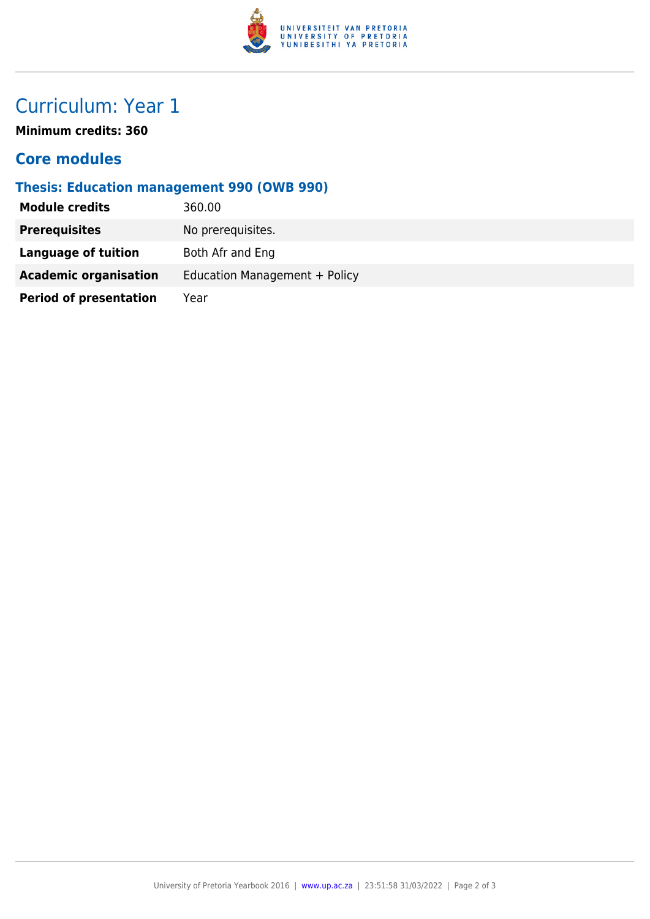# Curriculum: Year 1

**Minimum credits: 360**

## Core modules

### Thesis: Education management 990 (OWB 990)

| | |
|---|---|
| **Module credits** | 360.00 |
| **Prerequisites** | No prerequisites. |
| **Language of tuition** | Both Afr and Eng |
| **Academic organisation** | Education Management + Policy |
| **Period of presentation** | Year |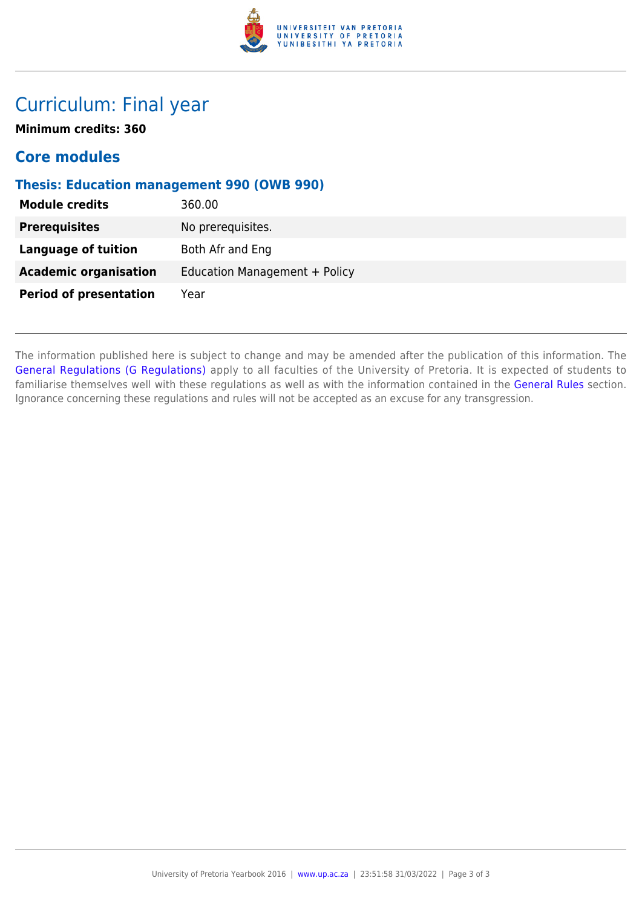# Curriculum: Final year

**Minimum credits: 360**

## Core modules

### Thesis: Education management 990 (OWB 990)

| | |
|---|---|
| **Module credits** | 360.00 |
| **Prerequisites** | No prerequisites. |
| **Language of tuition** | Both Afr and Eng |
| **Academic organisation** | Education Management + Policy |
| **Period of presentation** | Year |

The information published here is subject to change and may be amended after the publication of this information. The General Regulations (G Regulations) apply to all faculties of the University of Pretoria. It is expected of students to familiarise themselves well with these regulations as well as with the information contained in the General Rules section. Ignorance concerning these regulations and rules will not be accepted as an excuse for any transgression.